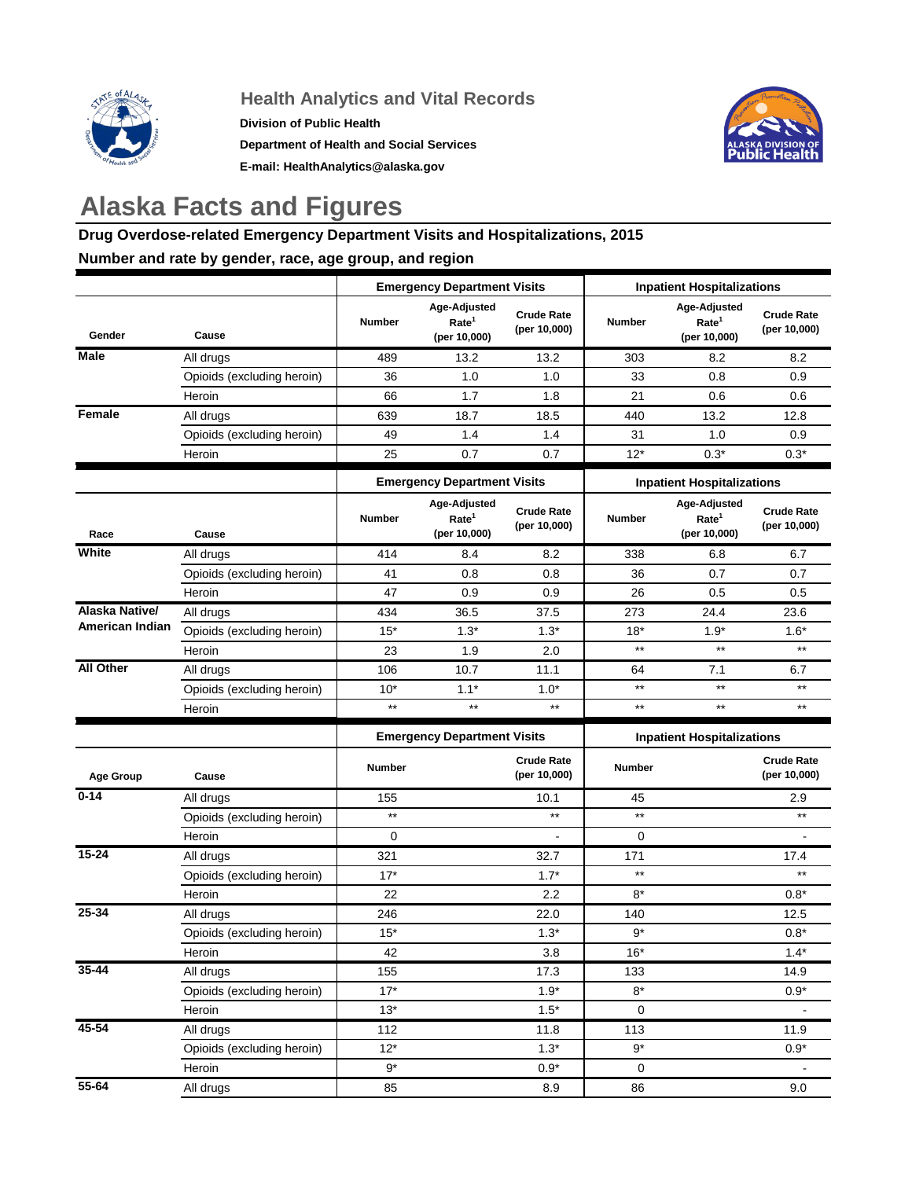## Health Analytics and Vital Records

**Division of Public Health**

**Department of Health and Social Services**

**E-mail: HealthAnalytics@alaska.gov**

# Alaska Facts and Figures

**Drug Overdose-related Emergency Department Visits and Hospitalizations, 2015**

**Number and rate by gender, race, age group, and region**

| | | Emergency Department Visits | | | Inpatient Hospitalizations | | |
|---|---|---|---|---|---|---|---|
| Gender | Cause | Number | Age-Adjusted Rate[1] (per 10,000) | Crude Rate (per 10,000) | Number | Age-Adjusted Rate[1] (per 10,000) | Crude Rate (per 10,000) |
| **Male** | All drugs | 489 | 13.2 | 13.2 | 303 | 8.2 | 8.2 |
| | Opioids (excluding heroin) | 36 | 1.0 | 1.0 | 33 | 0.8 | 0.9 |
| | Heroin | 66 | 1.7 | 1.8 | 21 | 0.6 | 0.6 |
| **Female** | All drugs | 639 | 18.7 | 18.5 | 440 | 13.2 | 12.8 |
| | Opioids (excluding heroin) | 49 | 1.4 | 1.4 | 31 | 1.0 | 0.9 |
| | Heroin | 25 | 0.7 | 0.7 | 12* | 0.3* | 0.3* |

| | | Emergency Department Visits | | | Inpatient Hospitalizations | | |
|---|---|---|---|---|---|---|---|
| Race | Cause | Number | Age-Adjusted Rate[1] (per 10,000) | Crude Rate (per 10,000) | Number | Age-Adjusted Rate[1] (per 10,000) | Crude Rate (per 10,000) |
| **White** | All drugs | 414 | 8.4 | 8.2 | 338 | 6.8 | 6.7 |
| | Opioids (excluding heroin) | 41 | 0.8 | 0.8 | 36 | 0.7 | 0.7 |
| | Heroin | 47 | 0.9 | 0.9 | 26 | 0.5 | 0.5 |
| **Alaska Native/ American Indian** | All drugs | 434 | 36.5 | 37.5 | 273 | 24.4 | 23.6 |
| | Opioids (excluding heroin) | 15* | 1.3* | 1.3* | 18* | 1.9* | 1.6* |
| | Heroin | 23 | 1.9 | 2.0 | ** | ** | ** |
| **All Other** | All drugs | 106 | 10.7 | 11.1 | 64 | 7.1 | 6.7 |
| | Opioids (excluding heroin) | 10* | 1.1* | 1.0* | ** | ** | ** |
| | Heroin | ** | ** | ** | ** | ** | ** |

| | | Emergency Department Visits | | Inpatient Hospitalizations | |
|---|---|---|---|---|---|
| Age Group | Cause | Number | Crude Rate (per 10,000) | Number | Crude Rate (per 10,000) |
| **0-14** | All drugs | 155 | 10.1 | 45 | 2.9 |
| | Opioids (excluding heroin) | ** | ** | ** | ** |
| | Heroin | 0 | - | 0 | - |
| **15-24** | All drugs | 321 | 32.7 | 171 | 17.4 |
| | Opioids (excluding heroin) | 17* | 1.7* | ** | ** |
| | Heroin | 22 | 2.2 | 8* | 0.8* |
| **25-34** | All drugs | 246 | 22.0 | 140 | 12.5 |
| | Opioids (excluding heroin) | 15* | 1.3* | 9* | 0.8* |
| | Heroin | 42 | 3.8 | 16* | 1.4* |
| **35-44** | All drugs | 155 | 17.3 | 133 | 14.9 |
| | Opioids (excluding heroin) | 17* | 1.9* | 8* | 0.9* |
| | Heroin | 13* | 1.5* | 0 | - |
| **45-54** | All drugs | 112 | 11.8 | 113 | 11.9 |
| | Opioids (excluding heroin) | 12* | 1.3* | 9* | 0.9* |
| | Heroin | 9* | 0.9* | 0 | - |
| **55-64** | All drugs | 85 | 8.9 | 86 | 9.0 |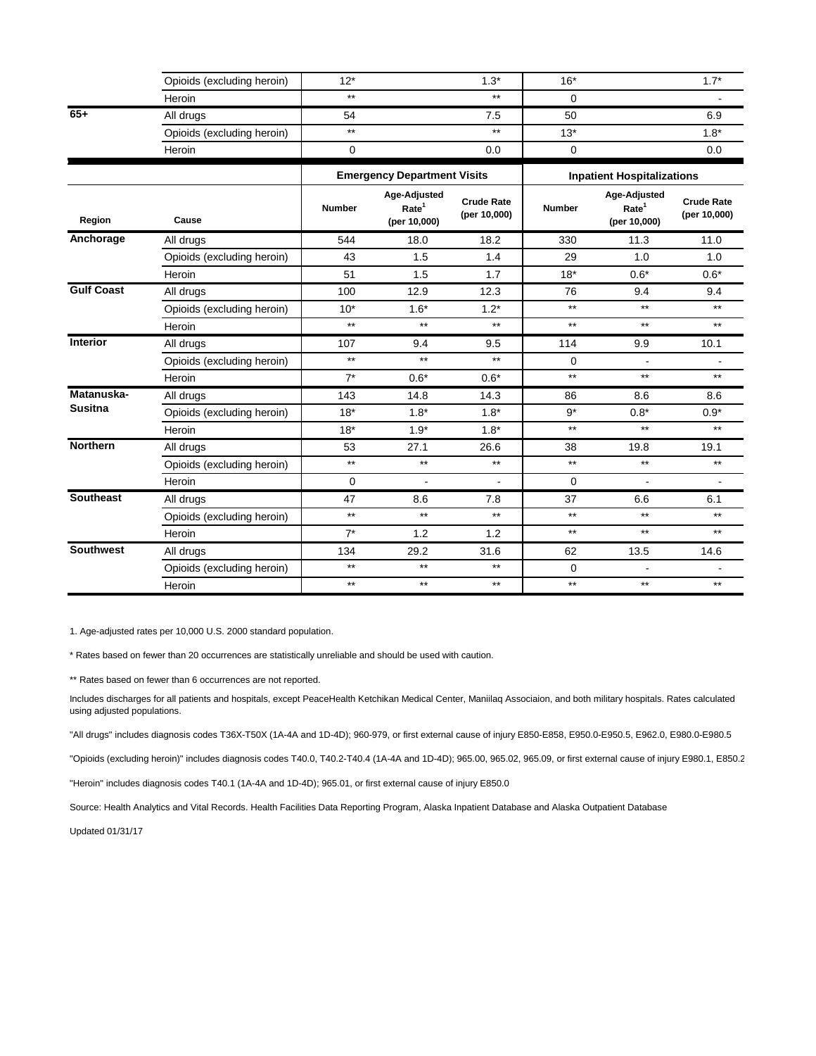| | | | | | | | |
|---|---|---|---|---|---|---|---|
| | Opioids (excluding heroin) | 12* | | 1.3* | 16* | | 1.7* |
| | Heroin | ** | | ** | 0 | | - |
| 65+ | All drugs | 54 | | 7.5 | 50 | | 6.9 |
| | Opioids (excluding heroin) | ** | | ** | 13* | | 1.8* |
| | Heroin | 0 | | 0.0 | 0 | | 0.0 |

| | | Emergency Department Visits | | | Inpatient Hospitalizations | | |
|---|---|---|---|---|---|---|---|
| Region | Cause | Number | Age-Adjusted Rate[1] (per 10,000) | Crude Rate (per 10,000) | Number | Age-Adjusted Rate[1] (per 10,000) | Crude Rate (per 10,000) |
| Anchorage | All drugs | 544 | 18.0 | 18.2 | 330 | 11.3 | 11.0 |
| | Opioids (excluding heroin) | 43 | 1.5 | 1.4 | 29 | 1.0 | 1.0 |
| | Heroin | 51 | 1.5 | 1.7 | 18* | 0.6* | 0.6* |
| Gulf Coast | All drugs | 100 | 12.9 | 12.3 | 76 | 9.4 | 9.4 |
| | Opioids (excluding heroin) | 10* | 1.6* | 1.2* | ** | ** | ** |
| | Heroin | ** | ** | ** | ** | ** | ** |
| Interior | All drugs | 107 | 9.4 | 9.5 | 114 | 9.9 | 10.1 |
| | Opioids (excluding heroin) | ** | ** | ** | 0 | - | - |
| | Heroin | 7* | 0.6* | 0.6* | ** | ** | ** |
| Matanuska-Susitna | All drugs | 143 | 14.8 | 14.3 | 86 | 8.6 | 8.6 |
| | Opioids (excluding heroin) | 18* | 1.8* | 1.8* | 9* | 0.8* | 0.9* |
| | Heroin | 18* | 1.9* | 1.8* | ** | ** | ** |
| Northern | All drugs | 53 | 27.1 | 26.6 | 38 | 19.8 | 19.1 |
| | Opioids (excluding heroin) | ** | ** | ** | ** | ** | ** |
| | Heroin | 0 | - | - | 0 | - | - |
| Southeast | All drugs | 47 | 8.6 | 7.8 | 37 | 6.6 | 6.1 |
| | Opioids (excluding heroin) | ** | ** | ** | ** | ** | ** |
| | Heroin | 7* | 1.2 | 1.2 | ** | ** | ** |
| Southwest | All drugs | 134 | 29.2 | 31.6 | 62 | 13.5 | 14.6 |
| | Opioids (excluding heroin) | ** | ** | ** | 0 | - | - |
| | Heroin | ** | ** | ** | ** | ** | ** |

1. Age-adjusted rates per 10,000 U.S. 2000 standard population.

* Rates based on fewer than 20 occurrences are statistically unreliable and should be used with caution.

** Rates based on fewer than 6 occurrences are not reported.

Includes discharges for all patients and hospitals, except PeaceHealth Ketchikan Medical Center, Maniilaq Associaion, and both military hospitals. Rates calculated using adjusted populations.

"All drugs" includes diagnosis codes T36X-T50X (1A-4A and 1D-4D); 960-979, or first external cause of injury E850-E858, E950.0-E950.5, E962.0, E980.0-E980.5

"Opioids (excluding heroin)" includes diagnosis codes T40.0, T40.2-T40.4 (1A-4A and 1D-4D); 965.00, 965.02, 965.09, or first external cause of injury E980.1, E850.2

"Heroin" includes diagnosis codes T40.1 (1A-4A and 1D-4D); 965.01, or first external cause of injury E850.0

Source: Health Analytics and Vital Records. Health Facilities Data Reporting Program, Alaska Inpatient Database and Alaska Outpatient Database

Updated 01/31/17